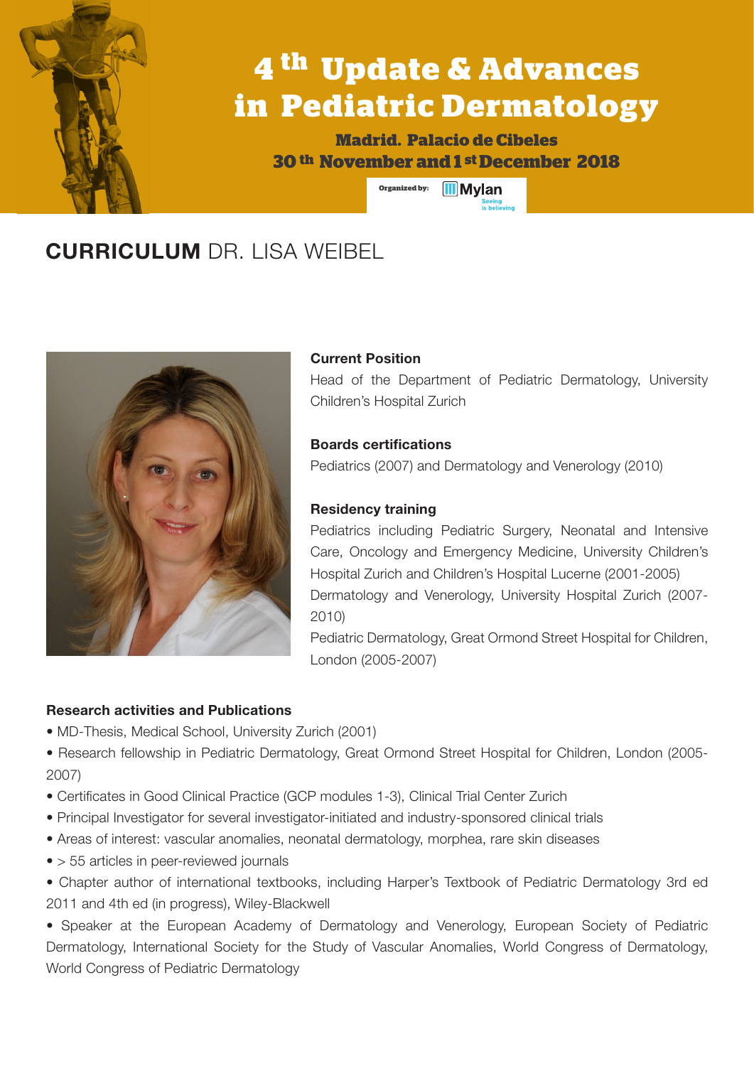# 4 th Update & Advances in Pediatric Dermatology

**Madrid. Palacio de Cibeles**
**30 th November and 1 st December 2018**

Organized by: Mylan — Seeing is believing

## CURRICULUM DR. LISA WEIBEL

**Current Position**

Head of the Department of Pediatric Dermatology, University Children's Hospital Zurich

**Boards certifications**

Pediatrics (2007) and Dermatology and Venerology (2010)

**Residency training**

Pediatrics including Pediatric Surgery, Neonatal and Intensive Care, Oncology and Emergency Medicine, University Children's Hospital Zurich and Children's Hospital Lucerne (2001-2005)

Dermatology and Venerology, University Hospital Zurich (2007-2010)

Pediatric Dermatology, Great Ormond Street Hospital for Children, London (2005-2007)

**Research activities and Publications**

- MD-Thesis, Medical School, University Zurich (2001)
- Research fellowship in Pediatric Dermatology, Great Ormond Street Hospital for Children, London (2005-2007)
- Certificates in Good Clinical Practice (GCP modules 1-3), Clinical Trial Center Zurich
- Principal Investigator for several investigator-initiated and industry-sponsored clinical trials
- Areas of interest: vascular anomalies, neonatal dermatology, morphea, rare skin diseases
- > 55 articles in peer-reviewed journals
- Chapter author of international textbooks, including Harper's Textbook of Pediatric Dermatology 3rd ed 2011 and 4th ed (in progress), Wiley-Blackwell
- Speaker at the European Academy of Dermatology and Venerology, European Society of Pediatric Dermatology, International Society for the Study of Vascular Anomalies, World Congress of Dermatology, World Congress of Pediatric Dermatology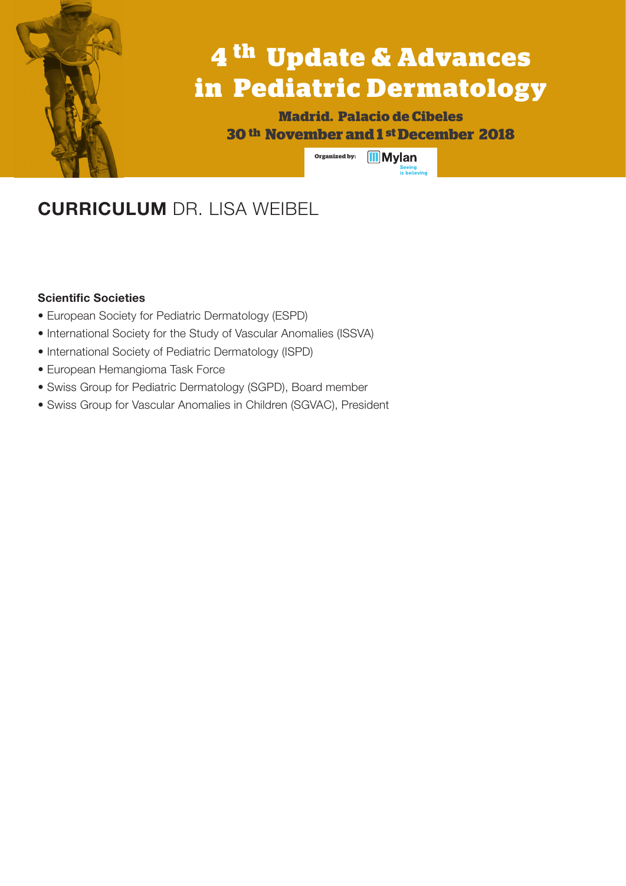# 4th Update & Advances in Pediatric Dermatology

**Madrid. Palacio de Cibeles**
**30th November and 1st December 2018**

Organized by: Mylan

## **CURRICULUM** DR. LISA WEIBEL

### Scientific Societies

- European Society for Pediatric Dermatology (ESPD)
- International Society for the Study of Vascular Anomalies (ISSVA)
- International Society of Pediatric Dermatology (ISPD)
- European Hemangioma Task Force
- Swiss Group for Pediatric Dermatology (SGPD), Board member
- Swiss Group for Vascular Anomalies in Children (SGVAC), President